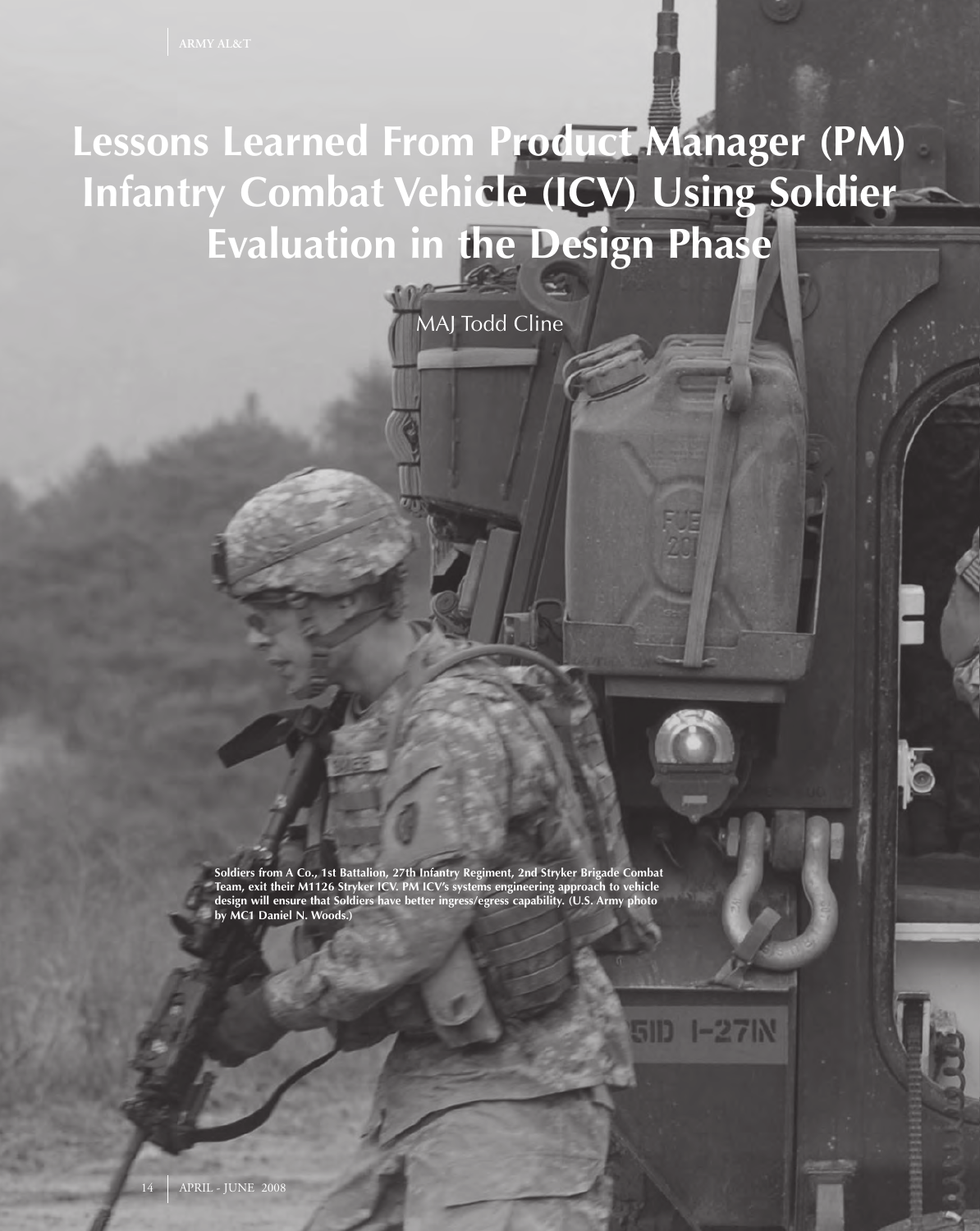# Lessons Learned From Product Manager (PM) Infantry Combat Vehicle (ICV) Using Soldier Evaluation in the Design Phase

MAJ Todd Cline

**Soldiers from A Co., 1st Battalion, 27th Infantry Regiment, 2nd Stryker Brigade Combat Team, exit their M1126 Stryker ICV. PM ICV's systems engineering approach to vehicle design will ensure that Soldiers have better ingress/egress capability. (U.S. Army photo by MC1 Daniel N. Woods.)**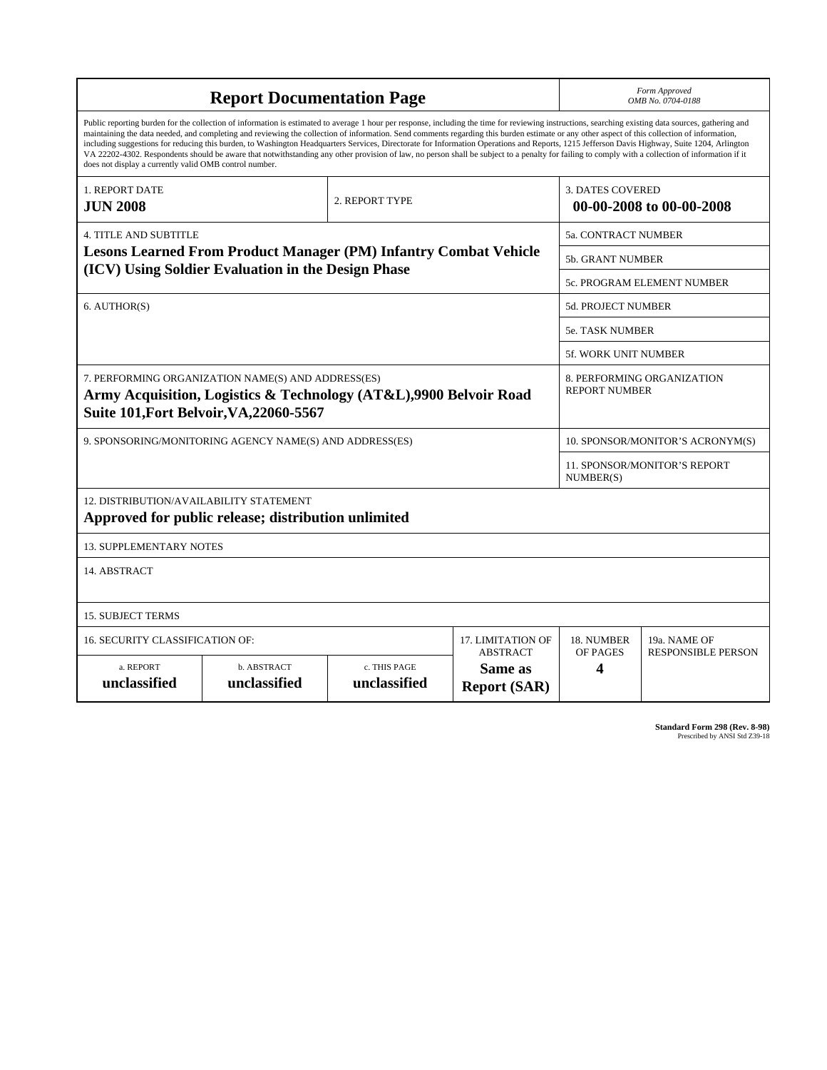# Report Documentation Page

*Form Approved*
*OMB No. 0704-0188*

Public reporting burden for the collection of information is estimated to average 1 hour per response, including the time for reviewing instructions, searching existing data sources, gathering and maintaining the data needed, and completing and reviewing the collection of information. Send comments regarding this burden estimate or any other aspect of this collection of information, including suggestions for reducing this burden, to Washington Headquarters Services, Directorate for Information Operations and Reports, 1215 Jefferson Davis Highway, Suite 1204, Arlington VA 22202-4302. Respondents should be aware that notwithstanding any other provision of law, no person shall be subject to a penalty for failing to comply with a collection of information if it does not display a currently valid OMB control number.

| 1. REPORT DATE | 2. REPORT TYPE | 3. DATES COVERED |
|---|---|---|
| **JUN 2008** | | **00-00-2008 to 00-00-2008** |

| 4. TITLE AND SUBTITLE | |
|---|---|
| **Lesons Learned From Product Manager (PM) Infantry Combat Vehicle (ICV) Using Soldier Evaluation in the Design Phase** | 5a. CONTRACT NUMBER |
| | 5b. GRANT NUMBER |
| | 5c. PROGRAM ELEMENT NUMBER |
| 6. AUTHOR(S) | 5d. PROJECT NUMBER |
| | 5e. TASK NUMBER |
| | 5f. WORK UNIT NUMBER |
| 7. PERFORMING ORGANIZATION NAME(S) AND ADDRESS(ES) **Army Acquisition, Logistics & Technology (AT&L),9900 Belvoir Road Suite 101,Fort Belvoir,VA,22060-5567** | 8. PERFORMING ORGANIZATION REPORT NUMBER |
| 9. SPONSORING/MONITORING AGENCY NAME(S) AND ADDRESS(ES) | 10. SPONSOR/MONITOR'S ACRONYM(S) |
| | 11. SPONSOR/MONITOR'S REPORT NUMBER(S) |

12. DISTRIBUTION/AVAILABILITY STATEMENT
**Approved for public release; distribution unlimited**

13. SUPPLEMENTARY NOTES

14. ABSTRACT

15. SUBJECT TERMS

| 16. SECURITY CLASSIFICATION OF: | | | 17. LIMITATION OF ABSTRACT | 18. NUMBER OF PAGES | 19a. NAME OF RESPONSIBLE PERSON |
|---|---|---|---|---|---|
| a. REPORT | b. ABSTRACT | c. THIS PAGE | | | |
| **unclassified** | **unclassified** | **unclassified** | **Same as Report (SAR)** | **4** | |

**Standard Form 298 (Rev. 8-98)**
Prescribed by ANSI Std Z39-18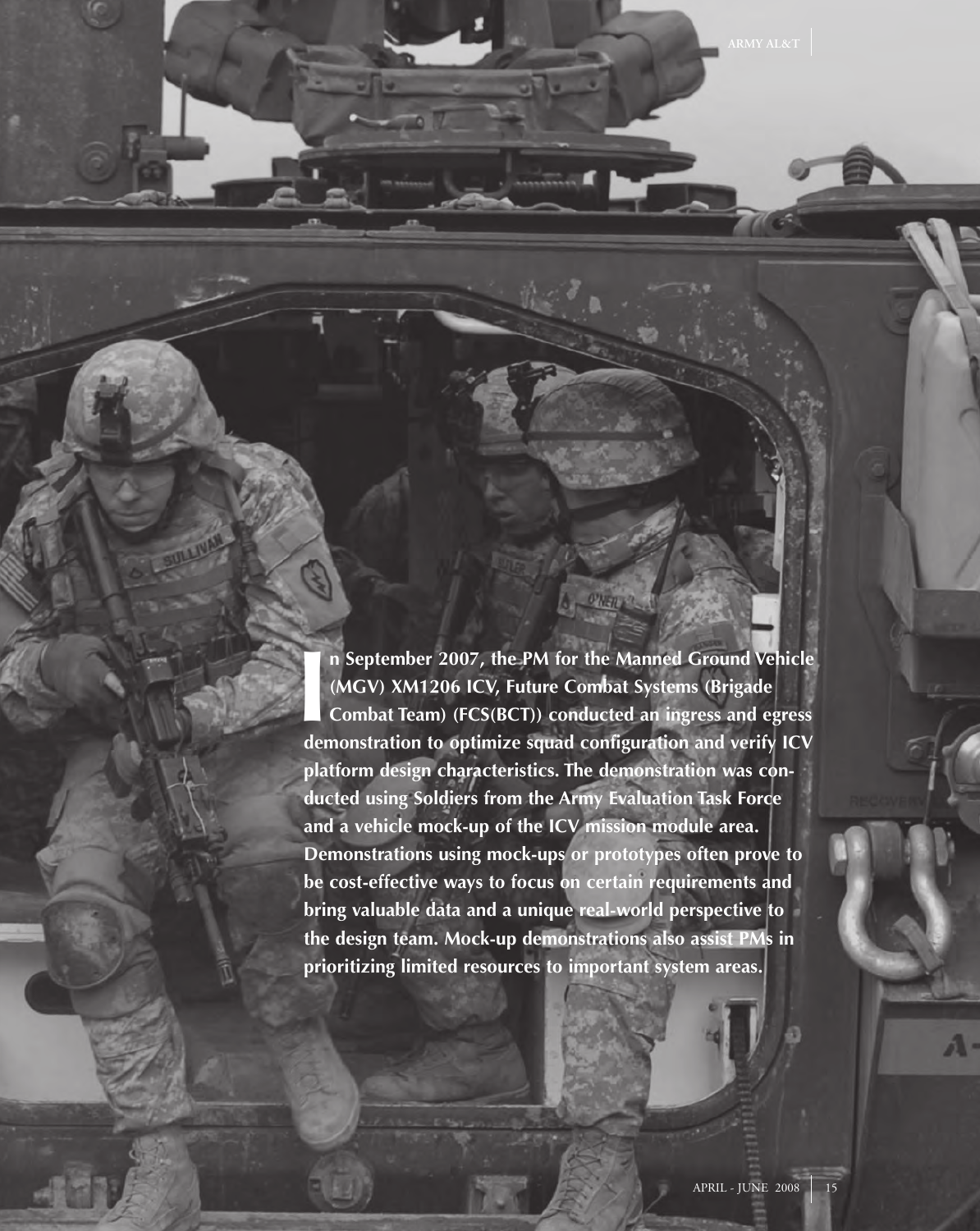**In September 2007, the PM for the Manned Ground Vehicle (MGV) XM1206 ICV, Future Combat Systems (Brigade Combat Team) (FCS(BCT)) conducted an ingress and egress demonstration to optimize squad configuration and verify ICV platform design characteristics. The demonstration was conducted using Soldiers from the Army Evaluation Task Force and a vehicle mock-up of the ICV mission module area. Demonstrations using mock-ups or prototypes often prove to be cost-effective ways to focus on certain requirements and bring valuable data and a unique real-world perspective to the design team. Mock-up demonstrations also assist PMs in prioritizing limited resources to important system areas.**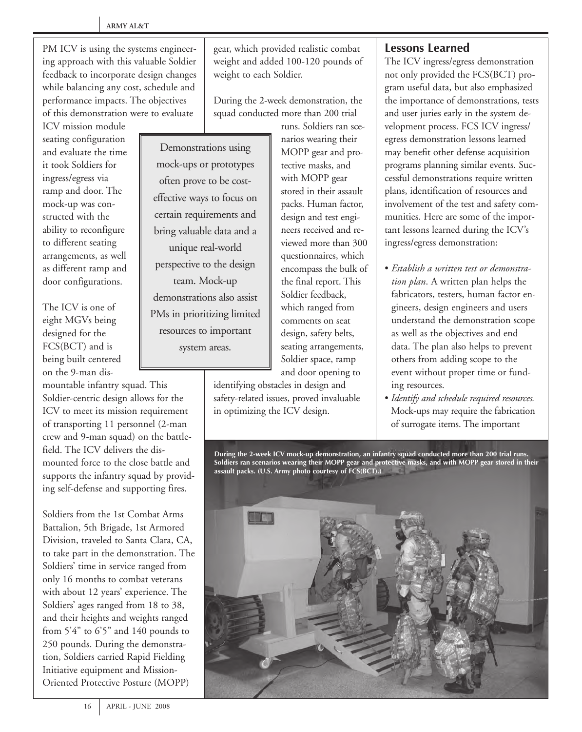PM ICV is using the systems engineering approach with this valuable Soldier feedback to incorporate design changes while balancing any cost, schedule and performance impacts. The objectives of this demonstration were to evaluate ICV mission module seating configuration and evaluate the time it took Soldiers for ingress/egress via ramp and door. The mock-up was constructed with the ability to reconfigure to different seating arrangements, as well as different ramp and door configurations.

> Demonstrations using mock-ups or prototypes often prove to be cost-effective ways to focus on certain requirements and bring valuable data and a unique real-world perspective to the design team. Mock-up demonstrations also assist PMs in prioritizing limited resources to important system areas.

The ICV is one of eight MGVs being designed for the FCS(BCT) and is being built centered on the 9-man dismountable infantry squad. This Soldier-centric design allows for the ICV to meet its mission requirement of transporting 11 personnel (2-man crew and 9-man squad) on the battlefield. The ICV delivers the dismounted force to the close battle and supports the infantry squad by providing self-defense and supporting fires.

Soldiers from the 1st Combat Arms Battalion, 5th Brigade, 1st Armored Division, traveled to Santa Clara, CA, to take part in the demonstration. The Soldiers' time in service ranged from only 16 months to combat veterans with about 12 years' experience. The Soldiers' ages ranged from 18 to 38, and their heights and weights ranged from 5'4" to 6'5" and 140 pounds to 250 pounds. During the demonstration, Soldiers carried Rapid Fielding Initiative equipment and Mission-Oriented Protective Posture (MOPP) gear, which provided realistic combat weight and added 100-120 pounds of weight to each Soldier.

During the 2-week demonstration, the squad conducted more than 200 trial runs. Soldiers ran scenarios wearing their MOPP gear and protective masks, and with MOPP gear stored in their assault packs. Human factor, design and test engineers received and reviewed more than 300 questionnaires, which encompass the bulk of the final report. This Soldier feedback, which ranged from comments on seat design, safety belts, seating arrangements, Soldier space, ramp and door opening to identifying obstacles in design and safety-related issues, proved invaluable in optimizing the ICV design.

## Lessons Learned

The ICV ingress/egress demonstration not only provided the FCS(BCT) program useful data, but also emphasized the importance of demonstrations, tests and user juries early in the system development process. FCS ICV ingress/egress demonstration lessons learned may benefit other defense acquisition programs planning similar events. Successful demonstrations require written plans, identification of resources and involvement of the test and safety communities. Here are some of the important lessons learned during the ICV's ingress/egress demonstration:

- *Establish a written test or demonstration plan*. A written plan helps the fabricators, testers, human factor engineers, design engineers and users understand the demonstration scope as well as the objectives and end data. The plan also helps to prevent others from adding scope to the event without proper time or funding resources.
- *Identify and schedule required resources.* Mock-ups may require the fabrication of surrogate items. The important

**During the 2-week ICV mock-up demonstration, an infantry squad conducted more than 200 trial runs. Soldiers ran scenarios wearing their MOPP gear and protective masks, and with MOPP gear stored in their assault packs. (U.S. Army photo courtesy of FCS(BCT).)**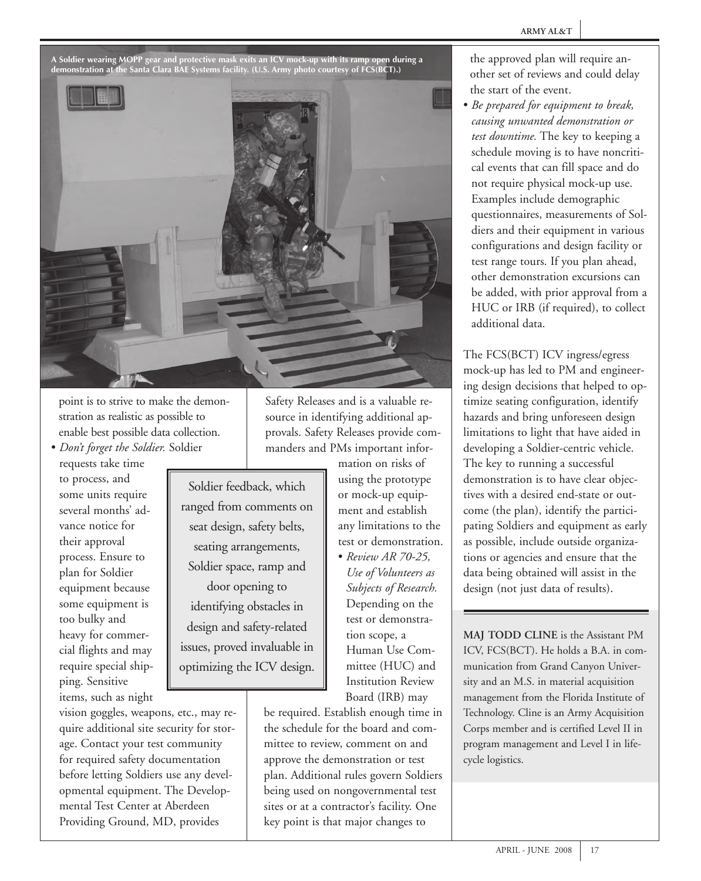A Soldier wearing MOPP gear and protective mask exits an ICV mock-up with its ramp open during a demonstration at the Santa Clara BAE Systems facility. (U.S. Army photo courtesy of FCS(BCT).)

point is to strive to make the demonstration as realistic as possible to enable best possible data collection.

- *Don't forget the Soldier.* Soldier requests take time to process, and some units require several months' advance notice for their approval process. Ensure to plan for Soldier equipment because some equipment is too bulky and heavy for commercial flights and may require special shipping. Sensitive items, such as night vision goggles, weapons, etc., may require additional site security for storage. Contact your test community for required safety documentation before letting Soldiers use any developmental equipment. The Developmental Test Center at Aberdeen Providing Ground, MD, provides Safety Releases and is a valuable resource in identifying additional approvals. Safety Releases provide commanders and PMs important information on risks of using the prototype or mock-up equipment and establish any limitations to the test or demonstration.

> Soldier feedback, which ranged from comments on seat design, safety belts, seating arrangements, Soldier space, ramp and door opening to identifying obstacles in design and safety-related issues, proved invaluable in optimizing the ICV design.

- *Review AR 70-25, Use of Volunteers as Subjects of Research.* Depending on the test or demonstration scope, a Human Use Committee (HUC) and Institution Review Board (IRB) may be required. Establish enough time in the schedule for the board and committee to review, comment on and approve the demonstration or test plan. Additional rules govern Soldiers being used on nongovernmental test sites or at a contractor's facility. One key point is that major changes to the approved plan will require another set of reviews and could delay the start of the event.
- *Be prepared for equipment to break, causing unwanted demonstration or test downtime.* The key to keeping a schedule moving is to have noncritical events that can fill space and do not require physical mock-up use. Examples include demographic questionnaires, measurements of Soldiers and their equipment in various configurations and design facility or test range tours. If you plan ahead, other demonstration excursions can be added, with prior approval from a HUC or IRB (if required), to collect additional data.

The FCS(BCT) ICV ingress/egress mock-up has led to PM and engineering design decisions that helped to optimize seating configuration, identify hazards and bring unforeseen design limitations to light that have aided in developing a Soldier-centric vehicle. The key to running a successful demonstration is to have clear objectives with a desired end-state or outcome (the plan), identify the participating Soldiers and equipment as early as possible, include outside organizations or agencies and ensure that the data being obtained will assist in the design (not just data of results).

---

**MAJ TODD CLINE** is the Assistant PM ICV, FCS(BCT). He holds a B.A. in communication from Grand Canyon University and an M.S. in material acquisition management from the Florida Institute of Technology. Cline is an Army Acquisition Corps member and is certified Level II in program management and Level I in lifecycle logistics.